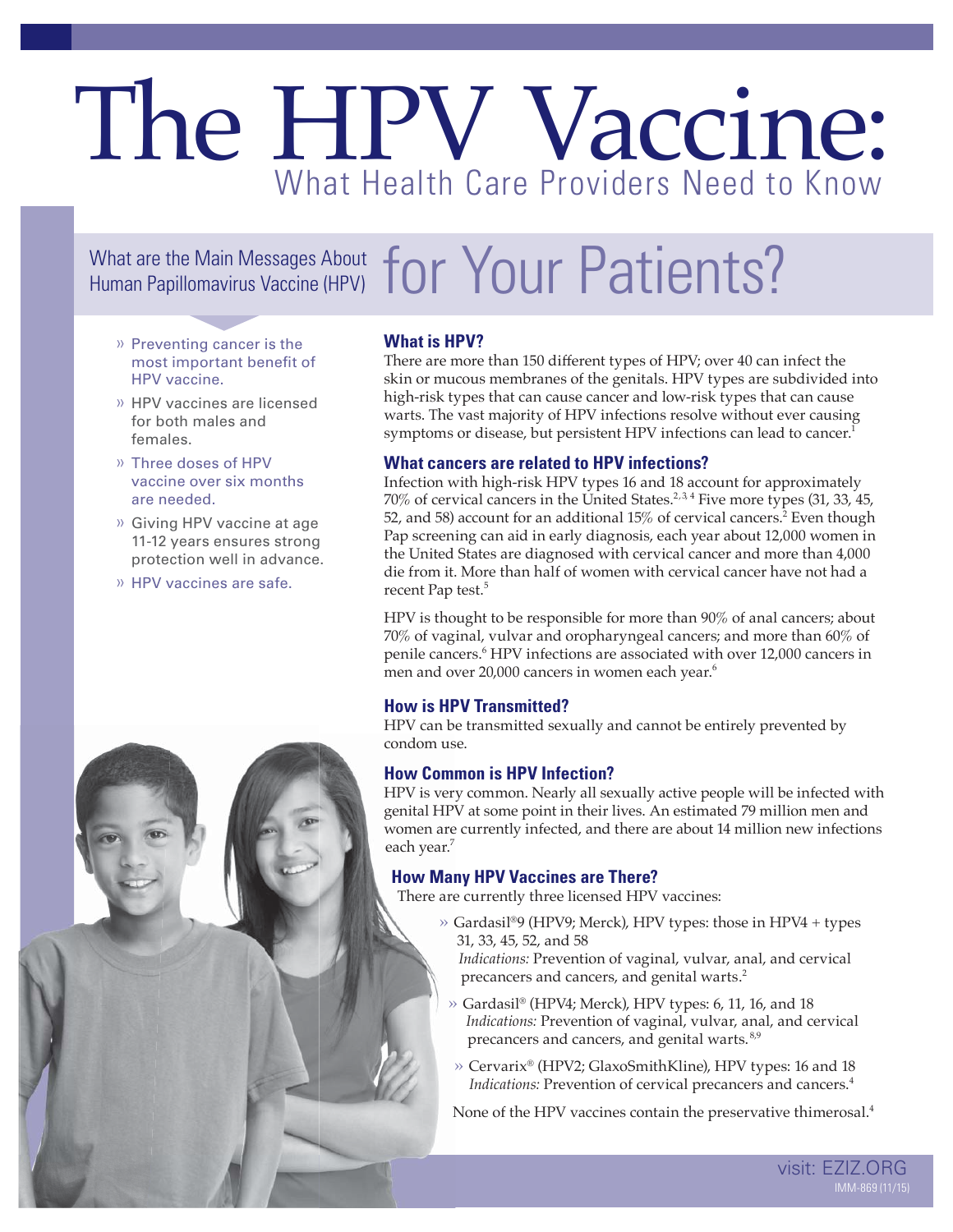# The HPV Vaccine:

## What Health Care Providers Need to Know

## What are the Main Messages About Human Papillomavirus Vaccine (HPV) for Your Patients?

- Preventing cancer is the most important benefit of HPV vaccine.
- HPV vaccines are licensed for both males and females.
- Three doses of HPV vaccine over six months are needed.
- Giving HPV vaccine at age 11-12 years ensures strong protection well in advance.
- HPV vaccines are safe.

### What is HPV?

There are more than 150 different types of HPV; over 40 can infect the skin or mucous membranes of the genitals. HPV types are subdivided into high-risk types that can cause cancer and low-risk types that can cause warts. The vast majority of HPV infections resolve without ever causing symptoms or disease, but persistent HPV infections can lead to cancer.[1]

### What cancers are related to HPV infections?

Infection with high-risk HPV types 16 and 18 account for approximately 70% of cervical cancers in the United States.[2,3,4] Five more types (31, 33, 45, 52, and 58) account for an additional 15% of cervical cancers.[2] Even though Pap screening can aid in early diagnosis, each year about 12,000 women in the United States are diagnosed with cervical cancer and more than 4,000 die from it. More than half of women with cervical cancer have not had a recent Pap test.[5]

HPV is thought to be responsible for more than 90% of anal cancers; about 70% of vaginal, vulvar and oropharyngeal cancers; and more than 60% of penile cancers.[6] HPV infections are associated with over 12,000 cancers in men and over 20,000 cancers in women each year.[6]

### How is HPV Transmitted?

HPV can be transmitted sexually and cannot be entirely prevented by condom use.

### How Common is HPV Infection?

HPV is very common. Nearly all sexually active people will be infected with genital HPV at some point in their lives. An estimated 79 million men and women are currently infected, and there are about 14 million new infections each year.[7]

### How Many HPV Vaccines are There?

There are currently three licensed HPV vaccines:

- Gardasil®9 (HPV9; Merck), HPV types: those in HPV4 + types 31, 33, 45, 52, and 58
  *Indications:* Prevention of vaginal, vulvar, anal, and cervical precancers and cancers, and genital warts.[2]
- Gardasil® (HPV4; Merck), HPV types: 6, 11, 16, and 18
  *Indications:* Prevention of vaginal, vulvar, anal, and cervical precancers and cancers, and genital warts.[8,9]
- Cervarix® (HPV2; GlaxoSmithKline), HPV types: 16 and 18
  *Indications:* Prevention of cervical precancers and cancers.[4]

None of the HPV vaccines contain the preservative thimerosal.[4]

visit: EZIZ.ORG

IMM-869 (11/15)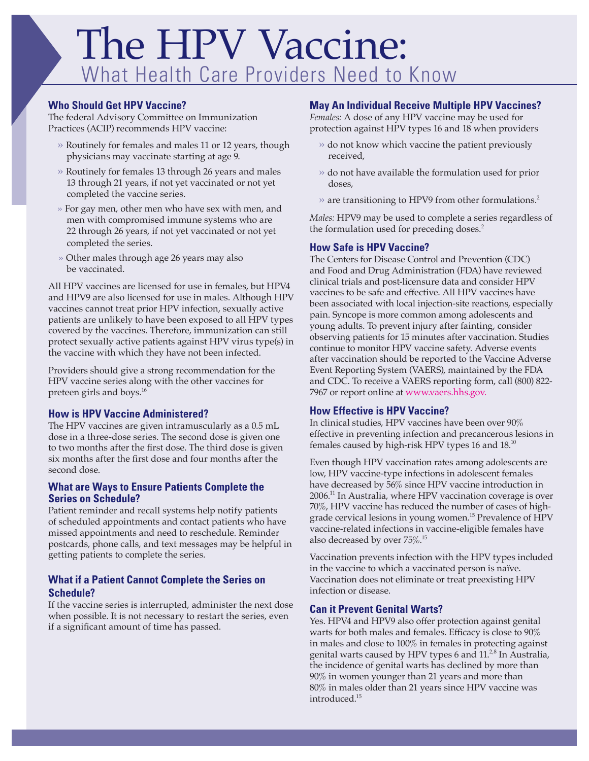# The HPV Vaccine:

## What Health Care Providers Need to Know

### Who Should Get HPV Vaccine?

The federal Advisory Committee on Immunization Practices (ACIP) recommends HPV vaccine:

- Routinely for females and males 11 or 12 years, though physicians may vaccinate starting at age 9.
- Routinely for females 13 through 26 years and males 13 through 21 years, if not yet vaccinated or not yet completed the vaccine series.
- For gay men, other men who have sex with men, and men with compromised immune systems who are 22 through 26 years, if not yet vaccinated or not yet completed the series.
- Other males through age 26 years may also be vaccinated.

All HPV vaccines are licensed for use in females, but HPV4 and HPV9 are also licensed for use in males. Although HPV vaccines cannot treat prior HPV infection, sexually active patients are unlikely to have been exposed to all HPV types covered by the vaccines. Therefore, immunization can still protect sexually active patients against HPV virus type(s) in the vaccine with which they have not been infected.

Providers should give a strong recommendation for the HPV vaccine series along with the other vaccines for preteen girls and boys.[16]

### How is HPV Vaccine Administered?

The HPV vaccines are given intramuscularly as a 0.5 mL dose in a three-dose series. The second dose is given one to two months after the first dose. The third dose is given six months after the first dose and four months after the second dose.

### What are Ways to Ensure Patients Complete the Series on Schedule?

Patient reminder and recall systems help notify patients of scheduled appointments and contact patients who have missed appointments and need to reschedule. Reminder postcards, phone calls, and text messages may be helpful in getting patients to complete the series.

### What if a Patient Cannot Complete the Series on Schedule?

If the vaccine series is interrupted, administer the next dose when possible. It is not necessary to restart the series, even if a significant amount of time has passed.

### May An Individual Receive Multiple HPV Vaccines?

*Females:* A dose of any HPV vaccine may be used for protection against HPV types 16 and 18 when providers

- do not know which vaccine the patient previously received,
- do not have available the formulation used for prior doses,
- are transitioning to HPV9 from other formulations.[2]

*Males:* HPV9 may be used to complete a series regardless of the formulation used for preceding doses.[2]

### How Safe is HPV Vaccine?

The Centers for Disease Control and Prevention (CDC) and Food and Drug Administration (FDA) have reviewed clinical trials and post-licensure data and consider HPV vaccines to be safe and effective. All HPV vaccines have been associated with local injection-site reactions, especially pain. Syncope is more common among adolescents and young adults. To prevent injury after fainting, consider observing patients for 15 minutes after vaccination. Studies continue to monitor HPV vaccine safety. Adverse events after vaccination should be reported to the Vaccine Adverse Event Reporting System (VAERS), maintained by the FDA and CDC. To receive a VAERS reporting form, call (800) 822-7967 or report online at www.vaers.hhs.gov.

### How Effective is HPV Vaccine?

In clinical studies, HPV vaccines have been over 90% effective in preventing infection and precancerous lesions in females caused by high-risk HPV types 16 and 18.[10]

Even though HPV vaccination rates among adolescents are low, HPV vaccine-type infections in adolescent females have decreased by 56% since HPV vaccine introduction in 2006.[11] In Australia, where HPV vaccination coverage is over 70%, HPV vaccine has reduced the number of cases of high-grade cervical lesions in young women.[15] Prevalence of HPV vaccine-related infections in vaccine-eligible females have also decreased by over 75%.[15]

Vaccination prevents infection with the HPV types included in the vaccine to which a vaccinated person is naïve. Vaccination does not eliminate or treat preexisting HPV infection or disease.

### Can it Prevent Genital Warts?

Yes. HPV4 and HPV9 also offer protection against genital warts for both males and females. Efficacy is close to 90% in males and close to 100% in females in protecting against genital warts caused by HPV types 6 and 11.[2,8] In Australia, the incidence of genital warts has declined by more than 90% in women younger than 21 years and more than 80% in males older than 21 years since HPV vaccine was introduced.[15]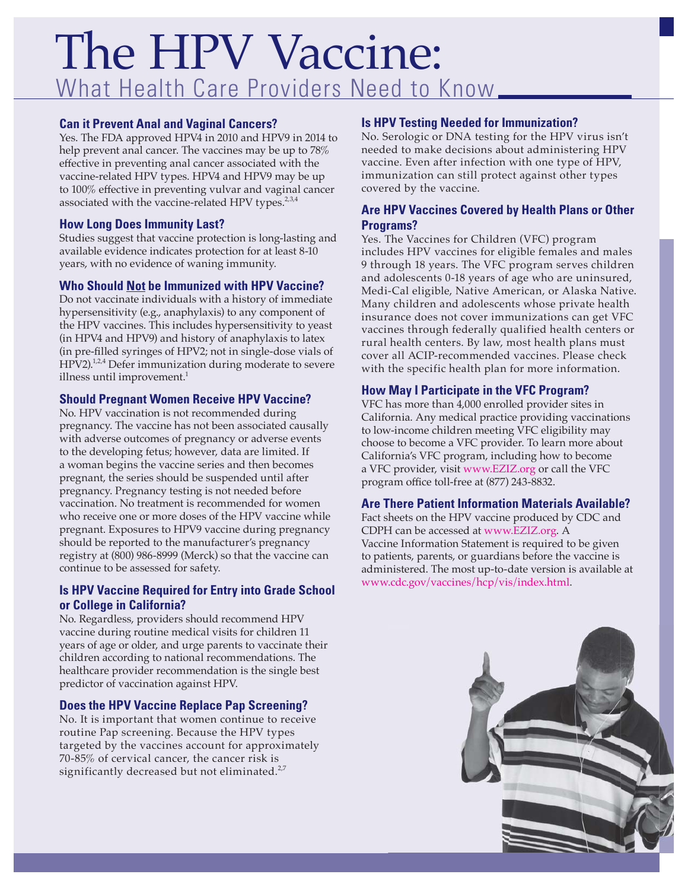# The HPV Vaccine:

## What Health Care Providers Need to Know

### Can it Prevent Anal and Vaginal Cancers?

Yes. The FDA approved HPV4 in 2010 and HPV9 in 2014 to help prevent anal cancer. The vaccines may be up to 78% effective in preventing anal cancer associated with the vaccine-related HPV types. HPV4 and HPV9 may be up to 100% effective in preventing vulvar and vaginal cancer associated with the vaccine-related HPV types.[2,3,4]

### How Long Does Immunity Last?

Studies suggest that vaccine protection is long-lasting and available evidence indicates protection for at least 8-10 years, with no evidence of waning immunity.

### Who Should Not be Immunized with HPV Vaccine?

Do not vaccinate individuals with a history of immediate hypersensitivity (e.g., anaphylaxis) to any component of the HPV vaccines. This includes hypersensitivity to yeast (in HPV4 and HPV9) and history of anaphylaxis to latex (in pre-filled syringes of HPV2; not in single-dose vials of HPV2).[1,2,4] Defer immunization during moderate to severe illness until improvement.[1]

### Should Pregnant Women Receive HPV Vaccine?

No. HPV vaccination is not recommended during pregnancy. The vaccine has not been associated causally with adverse outcomes of pregnancy or adverse events to the developing fetus; however, data are limited. If a woman begins the vaccine series and then becomes pregnant, the series should be suspended until after pregnancy. Pregnancy testing is not needed before vaccination. No treatment is recommended for women who receive one or more doses of the HPV vaccine while pregnant. Exposures to HPV9 vaccine during pregnancy should be reported to the manufacturer's pregnancy registry at (800) 986-8999 (Merck) so that the vaccine can continue to be assessed for safety.

### Is HPV Vaccine Required for Entry into Grade School or College in California?

No. Regardless, providers should recommend HPV vaccine during routine medical visits for children 11 years of age or older, and urge parents to vaccinate their children according to national recommendations. The healthcare provider recommendation is the single best predictor of vaccination against HPV.

### Does the HPV Vaccine Replace Pap Screening?

No. It is important that women continue to receive routine Pap screening. Because the HPV types targeted by the vaccines account for approximately 70-85% of cervical cancer, the cancer risk is significantly decreased but not eliminated.[2,7]

### Is HPV Testing Needed for Immunization?

No. Serologic or DNA testing for the HPV virus isn't needed to make decisions about administering HPV vaccine. Even after infection with one type of HPV, immunization can still protect against other types covered by the vaccine.

### Are HPV Vaccines Covered by Health Plans or Other Programs?

Yes. The Vaccines for Children (VFC) program includes HPV vaccines for eligible females and males 9 through 18 years. The VFC program serves children and adolescents 0-18 years of age who are uninsured, Medi-Cal eligible, Native American, or Alaska Native. Many children and adolescents whose private health insurance does not cover immunizations can get VFC vaccines through federally qualified health centers or rural health centers. By law, most health plans must cover all ACIP-recommended vaccines. Please check with the specific health plan for more information.

### How May I Participate in the VFC Program?

VFC has more than 4,000 enrolled provider sites in California. Any medical practice providing vaccinations to low-income children meeting VFC eligibility may choose to become a VFC provider. To learn more about California's VFC program, including how to become a VFC provider, visit www.EZIZ.org or call the VFC program office toll-free at (877) 243-8832.

### Are There Patient Information Materials Available?

Fact sheets on the HPV vaccine produced by CDC and CDPH can be accessed at www.EZIZ.org. A Vaccine Information Statement is required to be given to patients, parents, or guardians before the vaccine is administered. The most up-to-date version is available at www.cdc.gov/vaccines/hcp/vis/index.html.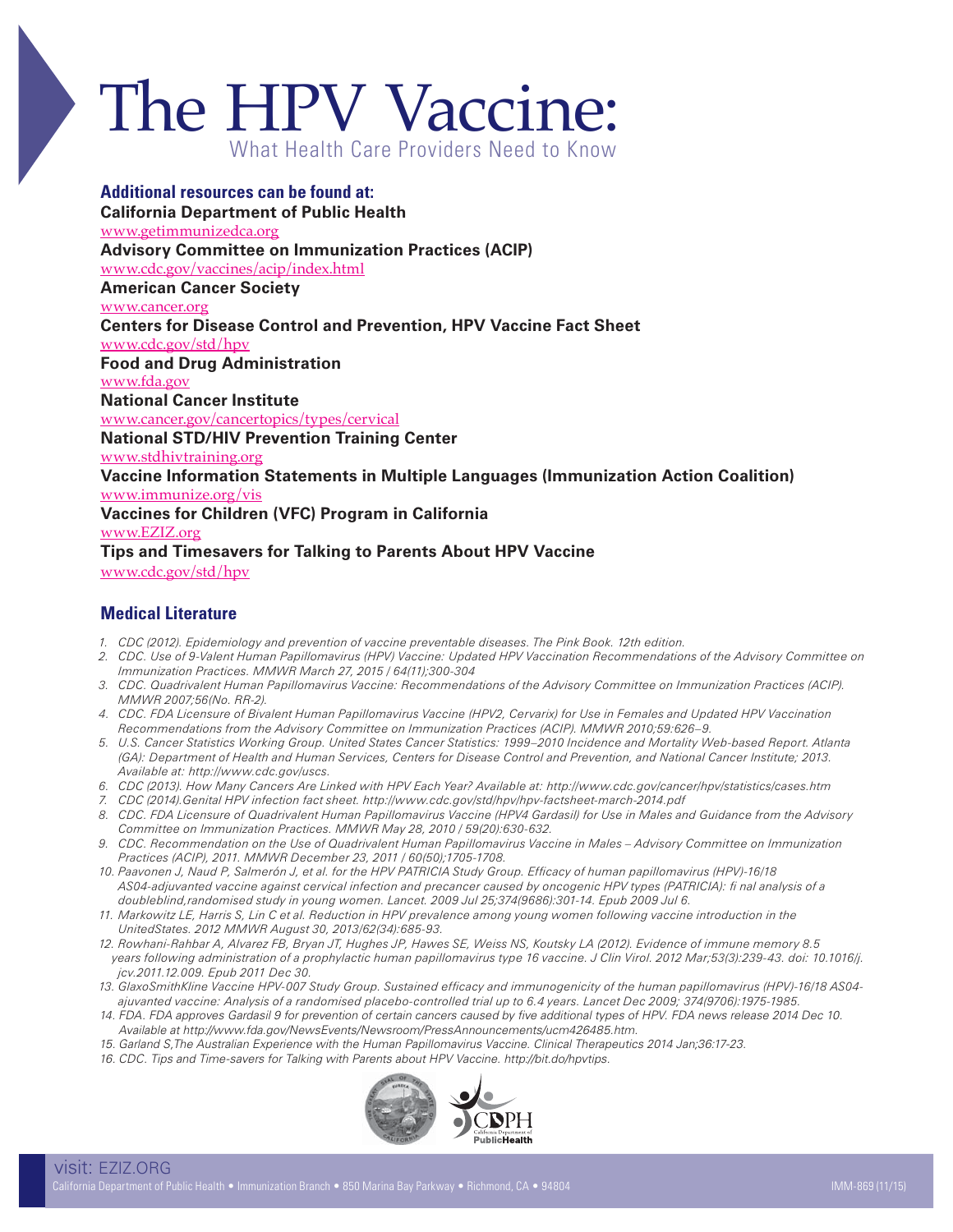# The HPV Vaccine:

## What Health Care Providers Need to Know

**Additional resources can be found at:**

**California Department of Public Health**
www.getimmunizedca.org

**Advisory Committee on Immunization Practices (ACIP)**
www.cdc.gov/vaccines/acip/index.html

**American Cancer Society**
www.cancer.org

**Centers for Disease Control and Prevention, HPV Vaccine Fact Sheet**
www.cdc.gov/std/hpv

**Food and Drug Administration**
www.fda.gov

**National Cancer Institute**
www.cancer.gov/cancertopics/types/cervical

**National STD/HIV Prevention Training Center**
www.stdhivtraining.org

**Vaccine Information Statements in Multiple Languages (Immunization Action Coalition)**
www.immunize.org/vis

**Vaccines for Children (VFC) Program in California**
www.EZIZ.org

**Tips and Timesavers for Talking to Parents About HPV Vaccine**
www.cdc.gov/std/hpv

## Medical Literature

1. *CDC (2012). Epidemiology and prevention of vaccine preventable diseases. The Pink Book. 12th edition.*
2. *CDC. Use of 9-Valent Human Papillomavirus (HPV) Vaccine: Updated HPV Vaccination Recommendations of the Advisory Committee on Immunization Practices. MMWR March 27, 2015 / 64(11);300-304*
3. *CDC. Quadrivalent Human Papillomavirus Vaccine: Recommendations of the Advisory Committee on Immunization Practices (ACIP). MMWR 2007;56(No. RR-2).*
4. *CDC. FDA Licensure of Bivalent Human Papillomavirus Vaccine (HPV2, Cervarix) for Use in Females and Updated HPV Vaccination Recommendations from the Advisory Committee on Immunization Practices (ACIP). MMWR 2010;59:626–9.*
5. *U.S. Cancer Statistics Working Group. United States Cancer Statistics: 1999–2010 Incidence and Mortality Web-based Report. Atlanta (GA): Department of Health and Human Services, Centers for Disease Control and Prevention, and National Cancer Institute; 2013. Available at: http://www.cdc.gov/uscs.*
6. *CDC (2013). How Many Cancers Are Linked with HPV Each Year? Available at: http://www.cdc.gov/cancer/hpv/statistics/cases.htm*
7. *CDC (2014).Genital HPV infection fact sheet. http://www.cdc.gov/std/hpv/hpv-factsheet-march-2014.pdf*
8. *CDC. FDA Licensure of Quadrivalent Human Papillomavirus Vaccine (HPV4 Gardasil) for Use in Males and Guidance from the Advisory Committee on Immunization Practices. MMWR May 28, 2010 / 59(20):630-632.*
9. *CDC. Recommendation on the Use of Quadrivalent Human Papillomavirus Vaccine in Males – Advisory Committee on Immunization Practices (ACIP), 2011. MMWR December 23, 2011 / 60(50);1705-1708.*
10. *Paavonen J, Naud P, Salmerón J, et al. for the HPV PATRICIA Study Group. Efficacy of human papillomavirus (HPV)-16/18 AS04-adjuvanted vaccine against cervical infection and precancer caused by oncogenic HPV types (PATRICIA): fi nal analysis of a doubleblind,randomised study in young women. Lancet. 2009 Jul 25;374(9686):301-14. Epub 2009 Jul 6.*
11. *Markowitz LE, Harris S, Lin C et al. Reduction in HPV prevalence among young women following vaccine introduction in the UnitedStates. 2012 MMWR August 30, 2013/62(34):685-93.*
12. *Rowhani-Rahbar A, Alvarez FB, Bryan JT, Hughes JP, Hawes SE, Weiss NS, Koutsky LA (2012). Evidence of immune memory 8.5 years following administration of a prophylactic human papillomavirus type 16 vaccine. J Clin Virol. 2012 Mar;53(3):239-43. doi: 10.1016/j.jcv.2011.12.009. Epub 2011 Dec 30.*
13. *GlaxoSmithKline Vaccine HPV-007 Study Group. Sustained efficacy and immunogenicity of the human papillomavirus (HPV)-16/18 AS04-ajuvanted vaccine: Analysis of a randomised placebo-controlled trial up to 6.4 years. Lancet Dec 2009; 374(9706):1975-1985.*
14. *FDA. FDA approves Gardasil 9 for prevention of certain cancers caused by five additional types of HPV. FDA news release 2014 Dec 10. Available at http://www.fda.gov/NewsEvents/Newsroom/PressAnnouncements/ucm426485.htm.*
15. *Garland S,The Australian Experience with the Human Papillomavirus Vaccine. Clinical Therapeutics 2014 Jan;36:17-23.*
16. *CDC. Tips and Time-savers for Talking with Parents about HPV Vaccine. http://bit.do/hpvtips.*

visit: EZIZ.ORG

California Department of Public Health • Immunization Branch • 850 Marina Bay Parkway • Richmond, CA • 94804

IMM-869 (11/15)